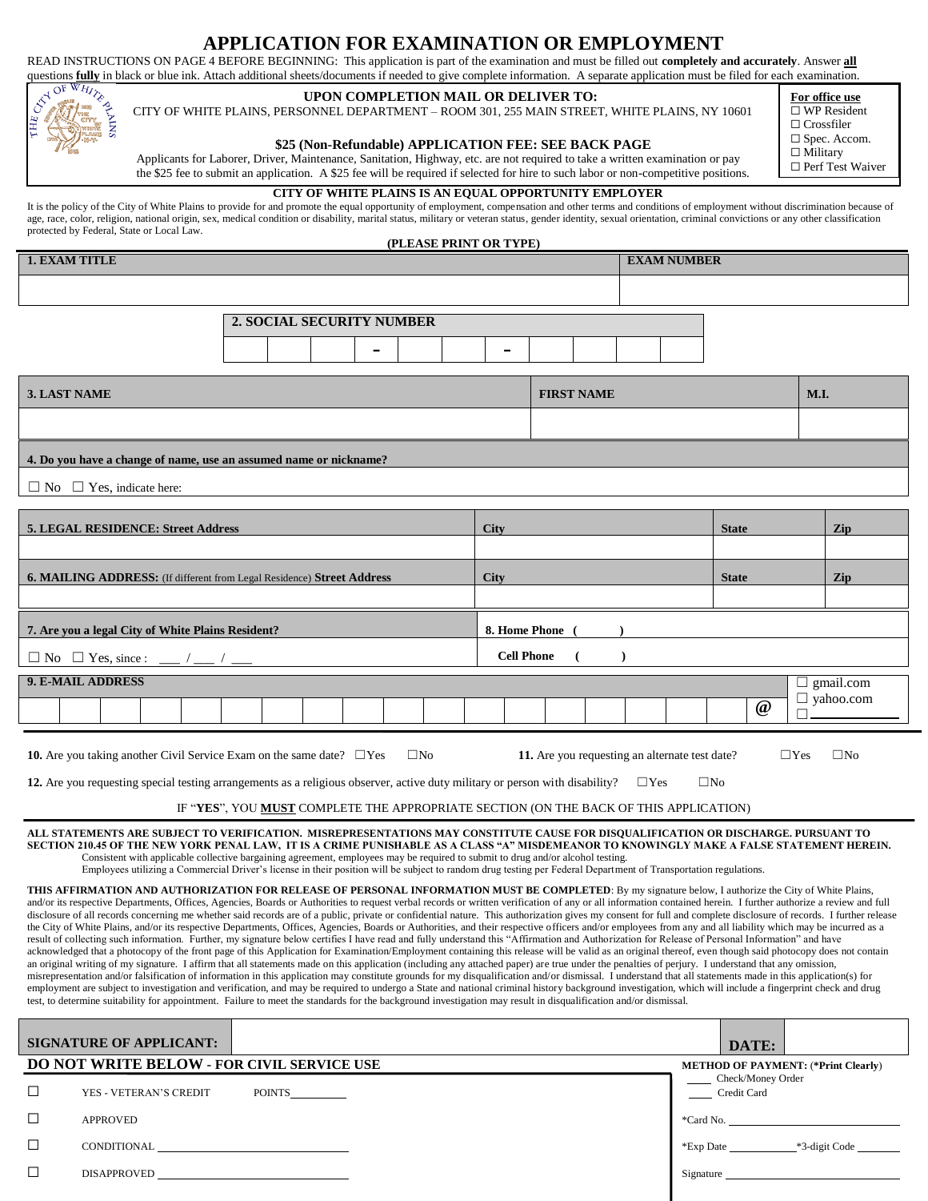# APPLICATION FOR EXAMINATION OR EMPLOYMENT

READ INSTRUCTIONS ON PAGE 4 BEFORE BEGINNING: This application is part of the examination and must be filled out **completely and accurately**. Answer **all** questions **fully** in black or blue ink. Attach additional sheets/documents if needed to give complete information. A separate application must be filed for each examination.

**UPON COMPLETION MAIL OR DELIVER TO:**

CITY OF WHITE PLAINS, PERSONNEL DEPARTMENT – ROOM 301, 255 MAIN STREET, WHITE PLAINS, NY 10601

**$25 (Non-Refundable) APPLICATION FEE: SEE BACK PAGE**

Applicants for Laborer, Driver, Maintenance, Sanitation, Highway, etc. are not required to take a written examination or pay the $25 fee to submit an application. A $25 fee will be required if selected for hire to such labor or non-competitive positions.

**For office use**
- ☐ WP Resident
- ☐ Crossfiler
- ☐ Spec. Accom.
- ☐ Military
- ☐ Perf Test Waiver

**CITY OF WHITE PLAINS IS AN EQUAL OPPORTUNITY EMPLOYER**

It is the policy of the City of White Plains to provide for and promote the equal opportunity of employment, compensation and other terms and conditions of employment without discrimination because of age, race, color, religion, national origin, sex, medical condition or disability, marital status, military or veteran status, gender identity, sexual orientation, criminal convictions or any other classification protected by Federal, State or Local Law.

**(PLEASE PRINT OR TYPE)**

| 1. EXAM TITLE | EXAM NUMBER |
|---|---|
| | |

| 2. SOCIAL SECURITY NUMBER |
|---|
| ___ ___ ___ - ___ ___ - ___ ___ ___ ___ |

| 3. LAST NAME | FIRST NAME | M.I. |
|---|---|---|
| | | |

**4. Do you have a change of name, use an assumed name or nickname?**

☐ No ☐ Yes, indicate here:

| 5. LEGAL RESIDENCE: Street Address | City | State | Zip |
|---|---|---|---|
| | | | |
| **6. MAILING ADDRESS:** (If different from Legal Residence) **Street Address** | **City** | **State** | **Zip** |
| | | | |

| 7. Are you a legal City of White Plains Resident? | 8. Home Phone ( ) |
|---|---|
| ☐ No ☐ Yes, since : ___ / ___ / ___ | Cell Phone ( ) |

**9. E-MAIL ADDRESS** ____________________ @ ☐ gmail.com ☐ yahoo.com ☐ ________

**10.** Are you taking another Civil Service Exam on the same date? ☐Yes ☐No

**11.** Are you requesting an alternate test date? ☐Yes ☐No

**12.** Are you requesting special testing arrangements as a religious observer, active duty military or person with disability? ☐Yes ☐No

IF "**YES**", YOU **MUST** COMPLETE THE APPROPRIATE SECTION (ON THE BACK OF THIS APPLICATION)

**ALL STATEMENTS ARE SUBJECT TO VERIFICATION. MISREPRESENTATIONS MAY CONSTITUTE CAUSE FOR DISQUALIFICATION OR DISCHARGE. PURSUANT TO SECTION 210.45 OF THE NEW YORK PENAL LAW, IT IS A CRIME PUNISHABLE AS A CLASS "A" MISDEMEANOR TO KNOWINGLY MAKE A FALSE STATEMENT HEREIN.**

Consistent with applicable collective bargaining agreement, employees may be required to submit to drug and/or alcohol testing.
Employees utilizing a Commercial Driver's license in their position will be subject to random drug testing per Federal Department of Transportation regulations.

**THIS AFFIRMATION AND AUTHORIZATION FOR RELEASE OF PERSONAL INFORMATION MUST BE COMPLETED**: By my signature below, I authorize the City of White Plains, and/or its respective Departments, Offices, Agencies, Boards or Authorities to request verbal records or written verification of any or all information contained herein. I further authorize a review and full disclosure of all records concerning me whether said records are of a public, private or confidential nature. This authorization gives my consent for full and complete disclosure of records. I further release the City of White Plains, and/or its respective Departments, Offices, Agencies, Boards or Authorities, and their respective officers and/or employees from any and all liability which may be incurred as a result of collecting such information. Further, my signature below certifies I have read and fully understand this "Affirmation and Authorization for Release of Personal Information" and have acknowledged that a photocopy of the front page of this Application for Examination/Employment containing this release will be valid as an original thereof, even though said photocopy does not contain an original writing of my signature. I affirm that all statements made on this application (including any attached paper) are true under the penalties of perjury. I understand that any omission, misrepresentation and/or falsification of information in this application may constitute grounds for my disqualification and/or dismissal. I understand that all statements made in this application(s) for employment are subject to investigation and verification, and may be required to undergo a State and national criminal history background investigation, which will include a fingerprint check and drug test, to determine suitability for appointment. Failure to meet the standards for the background investigation may result in disqualification and/or dismissal.

| SIGNATURE OF APPLICANT: | | DATE: | |
|---|---|---|---|

**DO NOT WRITE BELOW - FOR CIVIL SERVICE USE**

- ☐ YES - VETERAN'S CREDIT POINTS________
- ☐ APPROVED
- ☐ CONDITIONAL ____________________
- ☐ DISAPPROVED ____________________

**METHOD OF PAYMENT:** (***Print Clearly**)

____ Check/Money Order
____ Credit Card

*Card No. ____________________

*Exp Date __________ *3-digit Code ______

Signature ____________________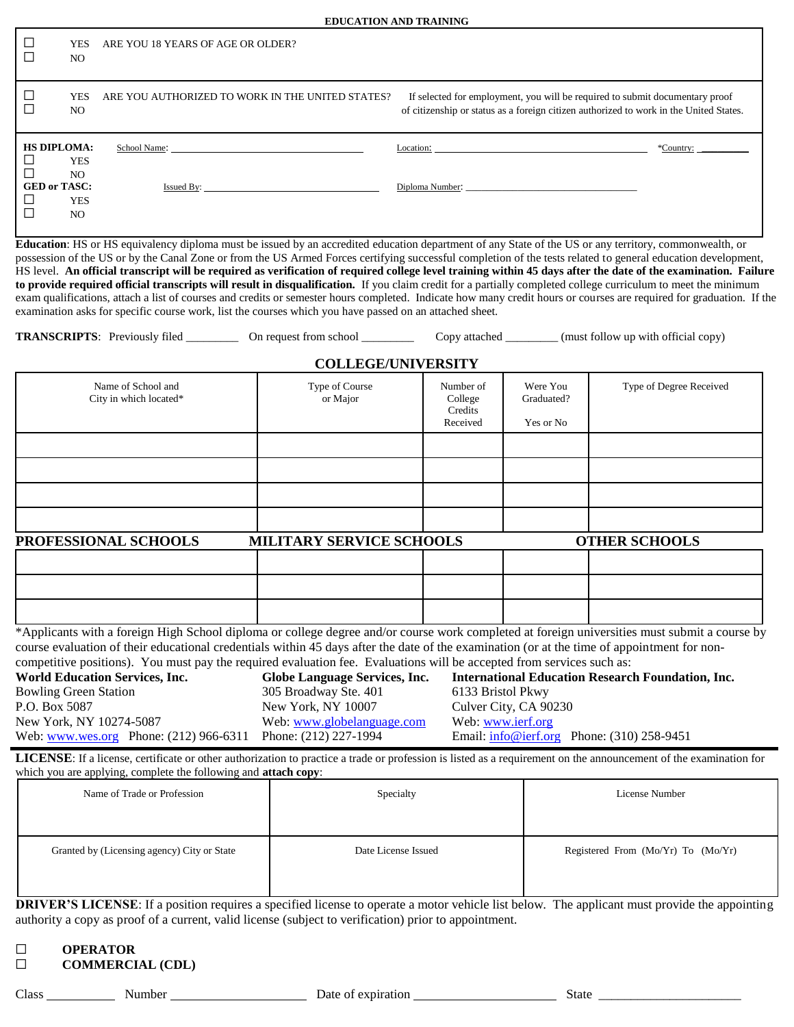## EDUCATION AND TRAINING

☐ YES ☐ NO ARE YOU 18 YEARS OF AGE OR OLDER?

☐ YES ☐ NO ARE YOU AUTHORIZED TO WORK IN THE UNITED STATES? If selected for employment, you will be required to submit documentary proof of citizenship or status as a foreign citizen authorized to work in the United States.

**HS DIPLOMA:** ☐ YES ☐ NO School Name: ______________________ Location: ______________________ *Country: __________

**GED or TASC:** ☐ YES ☐ NO Issued By: ______________________ Diploma Number: ______________________

**Education**: HS or HS equivalency diploma must be issued by an accredited education department of any State of the US or any territory, commonwealth, or possession of the US or by the Canal Zone or from the US Armed Forces certifying successful completion of the tests related to general education development, HS level. **An official transcript will be required as verification of required college level training within 45 days after the date of the examination. Failure to provide required official transcripts will result in disqualification.** If you claim credit for a partially completed college curriculum to meet the minimum exam qualifications, attach a list of courses and credits or semester hours completed. Indicate how many credit hours or courses are required for graduation. If the examination asks for specific course work, list the courses which you have passed on an attached sheet.

**TRANSCRIPTS**: Previously filed ________ On request from school ________ Copy attached ________ (must follow up with official copy)

### COLLEGE/UNIVERSITY

| Name of School and City in which located* | Type of Course or Major | Number of College Credits Received | Were You Graduated? Yes or No | Type of Degree Received |
|---|---|---|---|---|
| | | | | |
| | | | | |
| | | | | |
| | | | | |
| **PROFESSIONAL SCHOOLS** | **MILITARY SERVICE SCHOOLS** | | | **OTHER SCHOOLS** |
| | | | | |
| | | | | |
| | | | | |

*Applicants with a foreign High School diploma or college degree and/or course work completed at foreign universities must submit a course by course evaluation of their educational credentials within 45 days after the date of the examination (or at the time of appointment for non-competitive positions). You must pay the required evaluation fee. Evaluations will be accepted from services such as:

**World Education Services, Inc.**
Bowling Green Station
P.O. Box 5087
New York, NY 10274-5087
Web: www.wes.org Phone: (212) 966-6311

**Globe Language Services, Inc.**
305 Broadway Ste. 401
New York, NY 10007
Web: www.globelanguage.com
Phone: (212) 227-1994

**International Education Research Foundation, Inc.**
6133 Bristol Pkwy
Culver City, CA 90230
Web: www.ierf.org
Email: info@ierf.org Phone: (310) 258-9451

**LICENSE**: If a license, certificate or other authorization to practice a trade or profession is listed as a requirement on the announcement of the examination for which you are applying, complete the following and **attach copy**:

| Name of Trade or Profession | Specialty | License Number |
|---|---|---|
| | | |
| **Granted by (Licensing agency) City or State** | **Date License Issued** | **Registered From (Mo/Yr) To (Mo/Yr)** |
| | | |

**DRIVER'S LICENSE**: If a position requires a specified license to operate a motor vehicle list below. The applicant must provide the appointing authority a copy as proof of a current, valid license (subject to verification) prior to appointment.

☐ **OPERATOR**
☐ **COMMERCIAL (CDL)**

Class __________ Number ____________________ Date of expiration ____________________ State ____________________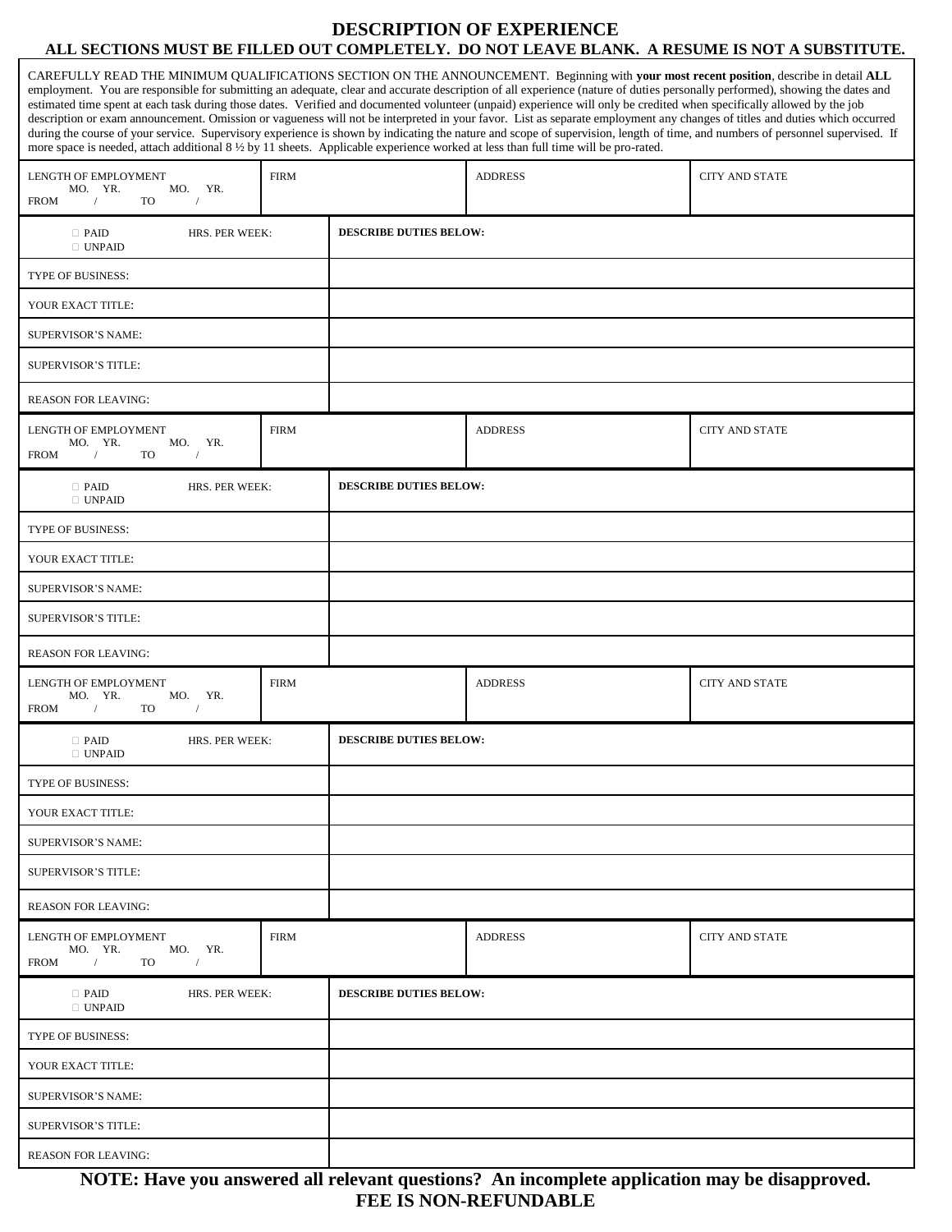# DESCRIPTION OF EXPERIENCE

**ALL SECTIONS MUST BE FILLED OUT COMPLETELY. DO NOT LEAVE BLANK. A RESUME IS NOT A SUBSTITUTE.**

CAREFULLY READ THE MINIMUM QUALIFICATIONS SECTION ON THE ANNOUNCEMENT. Beginning with **your most recent position**, describe in detail **ALL** employment. You are responsible for submitting an adequate, clear and accurate description of all experience (nature of duties personally performed), showing the dates and estimated time spent at each task during those dates. Verified and documented volunteer (unpaid) experience will only be credited when specifically allowed by the job description or exam announcement. Omission or vagueness will not be interpreted in your favor. List as separate employment any changes of titles and duties which occurred during the course of your service. Supervisory experience is shown by indicating the nature and scope of supervision, length of time, and numbers of personnel supervised. If more space is needed, attach additional 8 ½ by 11 sheets. Applicable experience worked at less than full time will be pro-rated.

| LENGTH OF EMPLOYMENT<br>MO. YR. MO. YR.<br>FROM / TO / | FIRM | ADDRESS | CITY AND STATE |
|---|---|---|---|
| ☐ PAID ☐ UNPAID HRS. PER WEEK: | **DESCRIBE DUTIES BELOW:** | | |
| TYPE OF BUSINESS: | | | |
| YOUR EXACT TITLE: | | | |
| SUPERVISOR'S NAME: | | | |
| SUPERVISOR'S TITLE: | | | |
| REASON FOR LEAVING: | | | |

| LENGTH OF EMPLOYMENT<br>MO. YR. MO. YR.<br>FROM / TO / | FIRM | ADDRESS | CITY AND STATE |
|---|---|---|---|
| ☐ PAID ☐ UNPAID HRS. PER WEEK: | **DESCRIBE DUTIES BELOW:** | | |
| TYPE OF BUSINESS: | | | |
| YOUR EXACT TITLE: | | | |
| SUPERVISOR'S NAME: | | | |
| SUPERVISOR'S TITLE: | | | |
| REASON FOR LEAVING: | | | |

| LENGTH OF EMPLOYMENT<br>MO. YR. MO. YR.<br>FROM / TO / | FIRM | ADDRESS | CITY AND STATE |
|---|---|---|---|
| ☐ PAID ☐ UNPAID HRS. PER WEEK: | **DESCRIBE DUTIES BELOW:** | | |
| TYPE OF BUSINESS: | | | |
| YOUR EXACT TITLE: | | | |
| SUPERVISOR'S NAME: | | | |
| SUPERVISOR'S TITLE: | | | |
| REASON FOR LEAVING: | | | |

| LENGTH OF EMPLOYMENT<br>MO. YR. MO. YR.<br>FROM / TO / | FIRM | ADDRESS | CITY AND STATE |
|---|---|---|---|
| ☐ PAID ☐ UNPAID HRS. PER WEEK: | **DESCRIBE DUTIES BELOW:** | | |
| TYPE OF BUSINESS: | | | |
| YOUR EXACT TITLE: | | | |
| SUPERVISOR'S NAME: | | | |
| SUPERVISOR'S TITLE: | | | |
| REASON FOR LEAVING: | | | |

**NOTE: Have you answered all relevant questions? An incomplete application may be disapproved.**

**FEE IS NON-REFUNDABLE**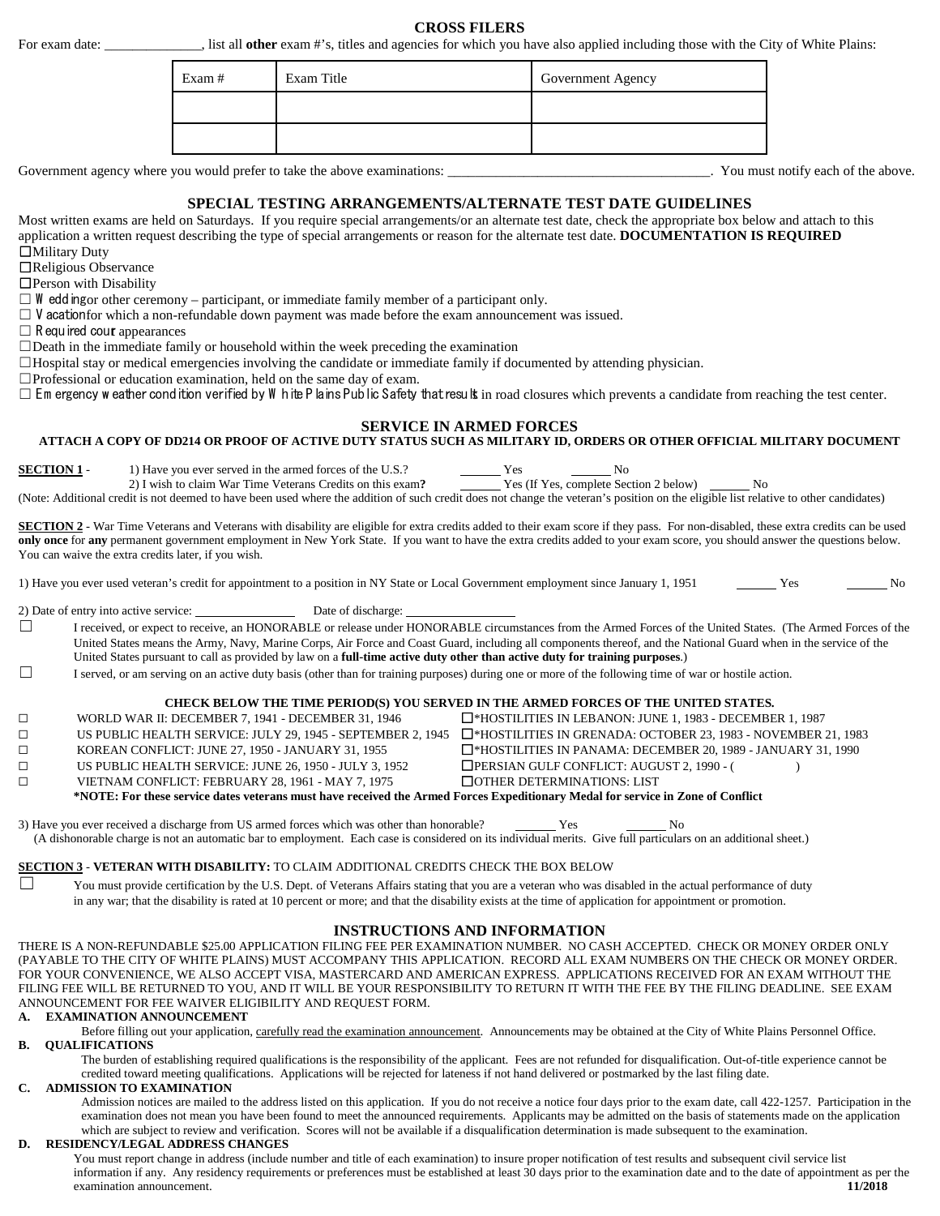## CROSS FILERS

For exam date: ______________, list all **other** exam #'s, titles and agencies for which you have also applied including those with the City of White Plains:

| Exam # | Exam Title | Government Agency |
|---|---|---|
| | | |
| | | |

Government agency where you would prefer to take the above examinations: _____________________________________. You must notify each of the above.

## SPECIAL TESTING ARRANGEMENTS/ALTERNATE TEST DATE GUIDELINES

Most written exams are held on Saturdays. If you require special arrangements/or an alternate test date, check the appropriate box below and attach to this application a written request describing the type of special arrangements or reason for the alternate test date. **DOCUMENTATION IS REQUIRED**

☐Military Duty
☐Religious Observance
☐Person with Disability
☐ Wedding or other ceremony – participant, or immediate family member of a participant only.
☐ Vacation for which a non-refundable down payment was made before the exam announcement was issued.
☐ Required court appearances
☐Death in the immediate family or household within the week preceding the examination
☐Hospital stay or medical emergencies involving the candidate or immediate family if documented by attending physician.
☐Professional or education examination, held on the same day of exam.
☐ Emergency weather condition verified by White Plains Public Safety that results in road closures which prevents a candidate from reaching the test center.

## SERVICE IN ARMED FORCES

**ATTACH A COPY OF DD214 OR PROOF OF ACTIVE DUTY STATUS SUCH AS MILITARY ID, ORDERS OR OTHER OFFICIAL MILITARY DOCUMENT**

**SECTION 1** - 1) Have you ever served in the armed forces of the U.S.? ______ Yes ______ No

2) I wish to claim War Time Veterans Credits on this exam**?** ______ Yes (If Yes, complete Section 2 below) ______ No

(Note: Additional credit is not deemed to have been used where the addition of such credit does not change the veteran's position on the eligible list relative to other candidates)

**SECTION 2** - War Time Veterans and Veterans with disability are eligible for extra credits added to their exam score if they pass. For non-disabled, these extra credits can be used **only once** for **any** permanent government employment in New York State. If you want to have the extra credits added to your exam score, you should answer the questions below. You can waive the extra credits later, if you wish.

1) Have you ever used veteran's credit for appointment to a position in NY State or Local Government employment since January 1, 1951 ______ Yes ______ No

2) Date of entry into active service: ______________ Date of discharge: ______________

☐ I received, or expect to receive, an HONORABLE or release under HONORABLE circumstances from the Armed Forces of the United States. (The Armed Forces of the United States means the Army, Navy, Marine Corps, Air Force and Coast Guard, including all components thereof, and the National Guard when in the service of the United States pursuant to call as provided by law on a **full-time active duty other than active duty for training purposes**.)

☐ I served, or am serving on an active duty basis (other than for training purposes) during one or more of the following time of war or hostile action.

**CHECK BELOW THE TIME PERIOD(S) YOU SERVED IN THE ARMED FORCES OF THE UNITED STATES.**

☐ WORLD WAR II: DECEMBER 7, 1941 - DECEMBER 31, 1946
☐ US PUBLIC HEALTH SERVICE: JULY 29, 1945 - SEPTEMBER 2, 1945
☐ KOREAN CONFLICT: JUNE 27, 1950 - JANUARY 31, 1955
☐ US PUBLIC HEALTH SERVICE: JUNE 26, 1950 - JULY 3, 1952
☐ VIETNAM CONFLICT: FEBRUARY 28, 1961 - MAY 7, 1975
☐*HOSTILITIES IN LEBANON: JUNE 1, 1983 - DECEMBER 1, 1987
☐*HOSTILITIES IN GRENADA: OCTOBER 23, 1983 - NOVEMBER 21, 1983
☐*HOSTILITIES IN PANAMA: DECEMBER 20, 1989 - JANUARY 31, 1990
☐PERSIAN GULF CONFLICT: AUGUST 2, 1990 - ( )
☐OTHER DETERMINATIONS: LIST

**\*NOTE: For these service dates veterans must have received the Armed Forces Expeditionary Medal for service in Zone of Conflict**

3) Have you ever received a discharge from US armed forces which was other than honorable? ______ Yes ______ No
(A dishonorable charge is not an automatic bar to employment. Each case is considered on its individual merits. Give full particulars on an additional sheet.)

**SECTION 3** - **VETERAN WITH DISABILITY:** TO CLAIM ADDITIONAL CREDITS CHECK THE BOX BELOW

☐ You must provide certification by the U.S. Dept. of Veterans Affairs stating that you are a veteran who was disabled in the actual performance of duty in any war; that the disability is rated at 10 percent or more; and that the disability exists at the time of application for appointment or promotion.

## INSTRUCTIONS AND INFORMATION

THERE IS A NON-REFUNDABLE $25.00 APPLICATION FILING FEE PER EXAMINATION NUMBER. NO CASH ACCEPTED. CHECK OR MONEY ORDER ONLY (PAYABLE TO THE CITY OF WHITE PLAINS) MUST ACCOMPANY THIS APPLICATION. RECORD ALL EXAM NUMBERS ON THE CHECK OR MONEY ORDER. FOR YOUR CONVENIENCE, WE ALSO ACCEPT VISA, MASTERCARD AND AMERICAN EXPRESS. APPLICATIONS RECEIVED FOR AN EXAM WITHOUT THE FILING FEE WILL BE RETURNED TO YOU, AND IT WILL BE YOUR RESPONSIBILITY TO RETURN IT WITH THE FEE BY THE FILING DEADLINE. SEE EXAM ANNOUNCEMENT FOR FEE WAIVER ELIGIBILITY AND REQUEST FORM.

**A. EXAMINATION ANNOUNCEMENT**

Before filling out your application, carefully read the examination announcement. Announcements may be obtained at the City of White Plains Personnel Office.

**B. QUALIFICATIONS**

The burden of establishing required qualifications is the responsibility of the applicant. Fees are not refunded for disqualification. Out-of-title experience cannot be credited toward meeting qualifications. Applications will be rejected for lateness if not hand delivered or postmarked by the last filing date.

**C. ADMISSION TO EXAMINATION**

Admission notices are mailed to the address listed on this application. If you do not receive a notice four days prior to the exam date, call 422-1257. Participation in the examination does not mean you have been found to meet the announced requirements. Applicants may be admitted on the basis of statements made on the application which are subject to review and verification. Scores will not be available if a disqualification determination is made subsequent to the examination.

**D. RESIDENCY/LEGAL ADDRESS CHANGES**

You must report change in address (include number and title of each examination) to insure proper notification of test results and subsequent civil service list information if any. Any residency requirements or preferences must be established at least 30 days prior to the examination date and to the date of appointment as per the examination announcement.

**11/2018**